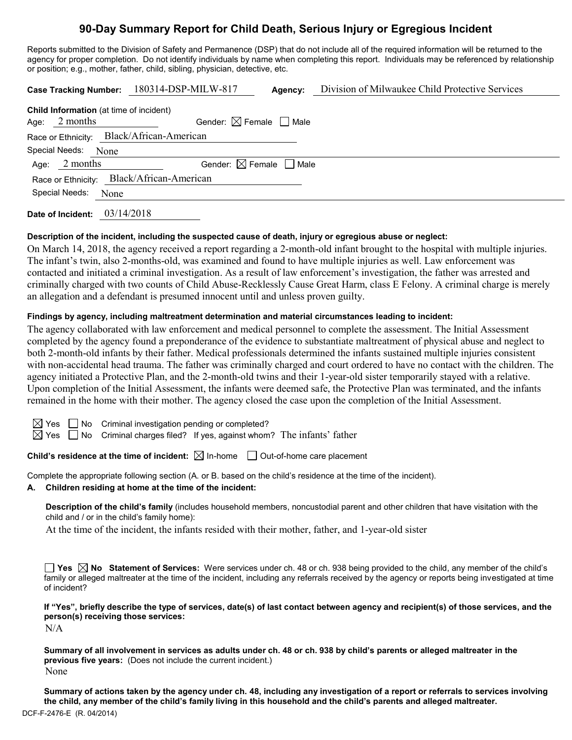# 90-Day Summary Report for Child Death, Serious Injury or Egregious Incident

Reports submitted to the Division of Safety and Permanence (DSP) that do not include all of the required information will be returned to the agency for proper completion. Do not identify individuals by name when completing this report. Individuals may be referenced by relationship or position; e.g., mother, father, child, sibling, physician, detective, etc.

**Case Tracking Number:** 180314-DSP-MILW-817 **Agency:** Division of Milwaukee Child Protective Services

**Child Information** (at time of incident)

Age: 2 months Gender: ☒ Female ☐ Male

Race or Ethnicity: Black/African-American

Special Needs: None

Age: 2 months Gender: ☒ Female ☐ Male

Race or Ethnicity: Black/African-American

Special Needs: None

**Date of Incident:** 03/14/2018

**Description of the incident, including the suspected cause of death, injury or egregious abuse or neglect:**

On March 14, 2018, the agency received a report regarding a 2-month-old infant brought to the hospital with multiple injuries. The infant's twin, also 2-months-old, was examined and found to have multiple injuries as well. Law enforcement was contacted and initiated a criminal investigation. As a result of law enforcement's investigation, the father was arrested and criminally charged with two counts of Child Abuse-Recklessly Cause Great Harm, class E Felony. A criminal charge is merely an allegation and a defendant is presumed innocent until and unless proven guilty.

**Findings by agency, including maltreatment determination and material circumstances leading to incident:**

The agency collaborated with law enforcement and medical personnel to complete the assessment. The Initial Assessment completed by the agency found a preponderance of the evidence to substantiate maltreatment of physical abuse and neglect to both 2-month-old infants by their father. Medical professionals determined the infants sustained multiple injuries consistent with non-accidental head trauma. The father was criminally charged and court ordered to have no contact with the children. The agency initiated a Protective Plan, and the 2-month-old twins and their 1-year-old sister temporarily stayed with a relative. Upon completion of the Initial Assessment, the infants were deemed safe, the Protective Plan was terminated, and the infants remained in the home with their mother. The agency closed the case upon the completion of the Initial Assessment.

☒ Yes ☐ No Criminal investigation pending or completed?

☒ Yes ☐ No Criminal charges filed? If yes, against whom? The infants' father

**Child's residence at the time of incident:** ☒ In-home ☐ Out-of-home care placement

Complete the appropriate following section (A. or B. based on the child's residence at the time of the incident).

**A. Children residing at home at the time of the incident:**

**Description of the child's family** (includes household members, noncustodial parent and other children that have visitation with the child and / or in the child's family home):

At the time of the incident, the infants resided with their mother, father, and 1-year-old sister

☐ **Yes** ☒ **No** **Statement of Services:** Were services under ch. 48 or ch. 938 being provided to the child, any member of the child's family or alleged maltreater at the time of the incident, including any referrals received by the agency or reports being investigated at time of incident?

**If "Yes", briefly describe the type of services, date(s) of last contact between agency and recipient(s) of those services, and the person(s) receiving those services:**

N/A

**Summary of all involvement in services as adults under ch. 48 or ch. 938 by child's parents or alleged maltreater in the previous five years:** (Does not include the current incident.)

None

**Summary of actions taken by the agency under ch. 48, including any investigation of a report or referrals to services involving the child, any member of the child's family living in this household and the child's parents and alleged maltreater.**

DCF-F-2476-E (R. 04/2014)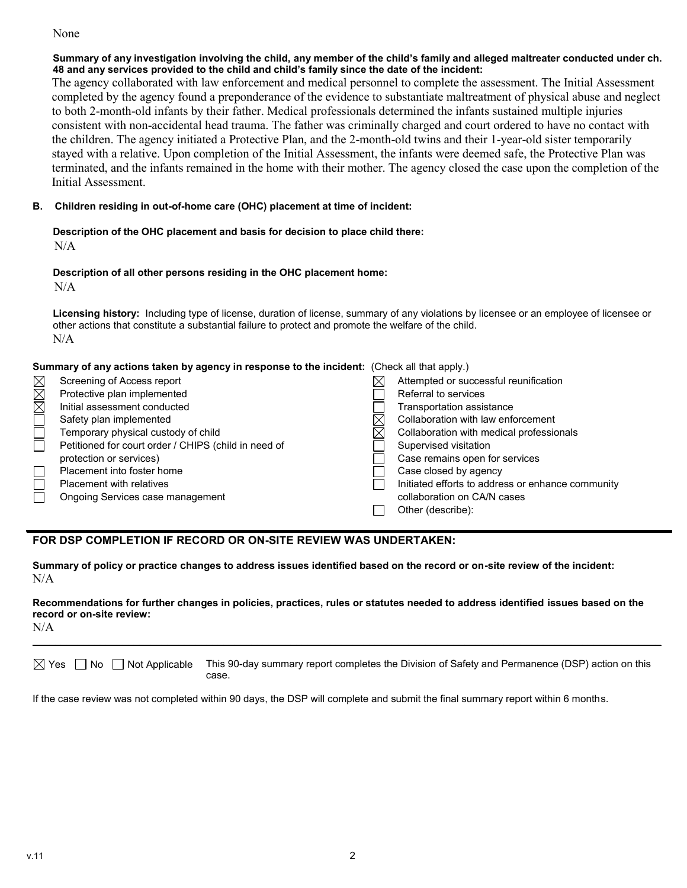None

**Summary of any investigation involving the child, any member of the child's family and alleged maltreater conducted under ch. 48 and any services provided to the child and child's family since the date of the incident:**

The agency collaborated with law enforcement and medical personnel to complete the assessment. The Initial Assessment completed by the agency found a preponderance of the evidence to substantiate maltreatment of physical abuse and neglect to both 2-month-old infants by their father. Medical professionals determined the infants sustained multiple injuries consistent with non-accidental head trauma. The father was criminally charged and court ordered to have no contact with the children. The agency initiated a Protective Plan, and the 2-month-old twins and their 1-year-old sister temporarily stayed with a relative. Upon completion of the Initial Assessment, the infants were deemed safe, the Protective Plan was terminated, and the infants remained in the home with their mother. The agency closed the case upon the completion of the Initial Assessment.

**B. Children residing in out-of-home care (OHC) placement at time of incident:**

**Description of the OHC placement and basis for decision to place child there:**

N/A

**Description of all other persons residing in the OHC placement home:**

N/A

**Licensing history:** Including type of license, duration of license, summary of any violations by licensee or an employee of licensee or other actions that constitute a substantial failure to protect and promote the welfare of the child.

N/A

**Summary of any actions taken by agency in response to the incident:** (Check all that apply.)

- ☒ Screening of Access report
- ☒ Protective plan implemented
- ☒ Initial assessment conducted
- ☐ Safety plan implemented
- ☐ Temporary physical custody of child
- ☐ Petitioned for court order / CHIPS (child in need of protection or services)
- ☐ Placement into foster home
- ☐ Placement with relatives
- ☐ Ongoing Services case management
- ☒ Attempted or successful reunification
- ☐ Referral to services
- ☐ Transportation assistance
- ☒ Collaboration with law enforcement
- ☒ Collaboration with medical professionals
- ☐ Supervised visitation
- ☐ Case remains open for services
- ☐ Case closed by agency
- ☐ Initiated efforts to address or enhance community collaboration on CA/N cases
- ☐ Other (describe):

## FOR DSP COMPLETION IF RECORD OR ON-SITE REVIEW WAS UNDERTAKEN:

**Summary of policy or practice changes to address issues identified based on the record or on-site review of the incident:**

N/A

**Recommendations for further changes in policies, practices, rules or statutes needed to address identified issues based on the record or on-site review:**

N/A

☒ Yes ☐ No ☐ Not Applicable This 90-day summary report completes the Division of Safety and Permanence (DSP) action on this case.

If the case review was not completed within 90 days, the DSP will complete and submit the final summary report within 6 months.